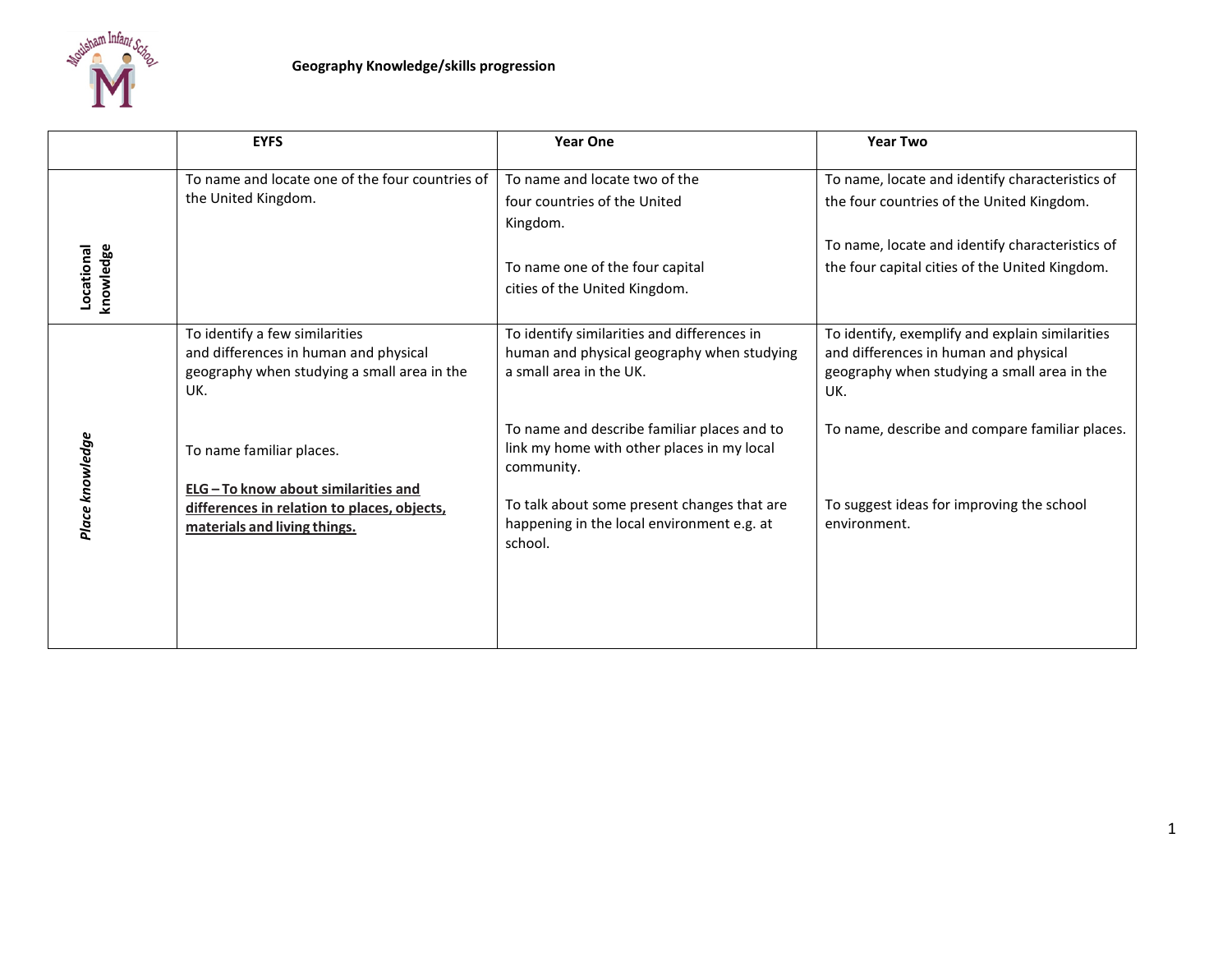# Geography Knowledge/skills progression

| | EYFS | Year One | Year Two |
|---|---|---|---|
| **Locational knowledge** | To name and locate one of the four countries of the United Kingdom. | To name and locate two of the four countries of the United Kingdom.<br><br>To name one of the four capital cities of the United Kingdom. | To name, locate and identify characteristics of the four countries of the United Kingdom.<br><br>To name, locate and identify characteristics of the four capital cities of the United Kingdom. |
| ***Place knowledge*** | To identify a few similarities and differences in human and physical geography when studying a small area in the UK.<br><br>To name familiar places.<br><br>**ELG – To know about similarities and differences in relation to places, objects, materials and living things.** | To identify similarities and differences in human and physical geography when studying a small area in the UK.<br><br>To name and describe familiar places and to link my home with other places in my local community.<br><br>To talk about some present changes that are happening in the local environment e.g. at school. | To identify, exemplify and explain similarities and differences in human and physical geography when studying a small area in the UK.<br><br>To name, describe and compare familiar places.<br><br>To suggest ideas for improving the school environment. |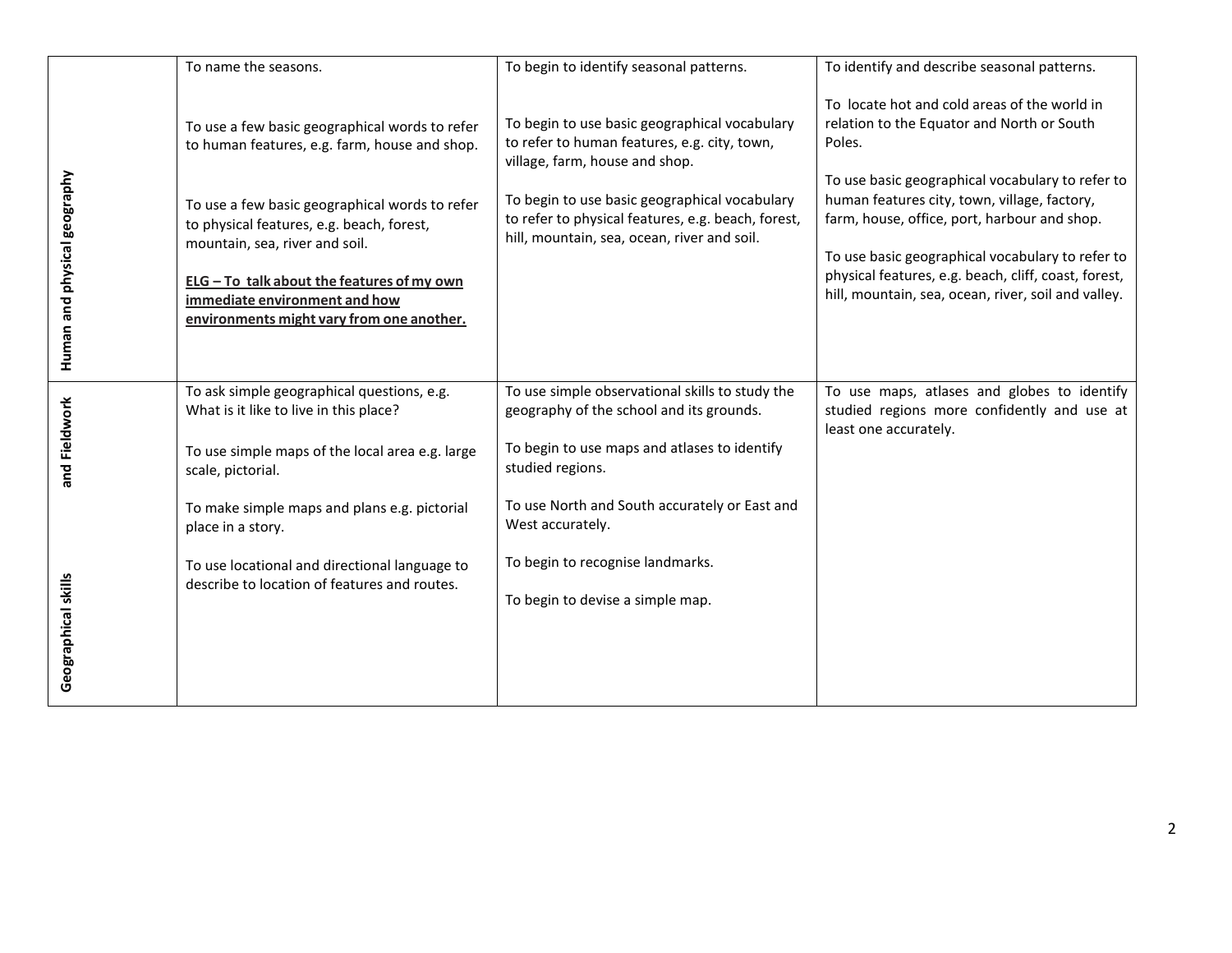| | | | |
|---|---|---|---|
| **Human and physical geography** | To name the seasons.<br><br>To use a few basic geographical words to refer to human features, e.g. farm, house and shop.<br><br>To use a few basic geographical words to refer to physical features, e.g. beach, forest, mountain, sea, river and soil.<br><br>**ELG – To talk about the features of my own immediate environment and how environments might vary from one another.** | To begin to identify seasonal patterns.<br><br>To begin to use basic geographical vocabulary to refer to human features, e.g. city, town, village, farm, house and shop.<br><br>To begin to use basic geographical vocabulary to refer to physical features, e.g. beach, forest, hill, mountain, sea, ocean, river and soil. | To identify and describe seasonal patterns.<br><br>To locate hot and cold areas of the world in relation to the Equator and North or South Poles.<br><br>To use basic geographical vocabulary to refer to human features city, town, village, factory, farm, house, office, port, harbour and shop.<br><br>To use basic geographical vocabulary to refer to physical features, e.g. beach, cliff, coast, forest, hill, mountain, sea, ocean, river, soil and valley. |
| **Geographical skills and Fieldwork** | To ask simple geographical questions, e.g. What is it like to live in this place?<br><br>To use simple maps of the local area e.g. large scale, pictorial.<br><br>To make simple maps and plans e.g. pictorial place in a story.<br><br>To use locational and directional language to describe to location of features and routes. | To use simple observational skills to study the geography of the school and its grounds.<br><br>To begin to use maps and atlases to identify studied regions.<br><br>To use North and South accurately or East and West accurately.<br><br>To begin to recognise landmarks.<br><br>To begin to devise a simple map. | To use maps, atlases and globes to identify studied regions more confidently and use at least one accurately. |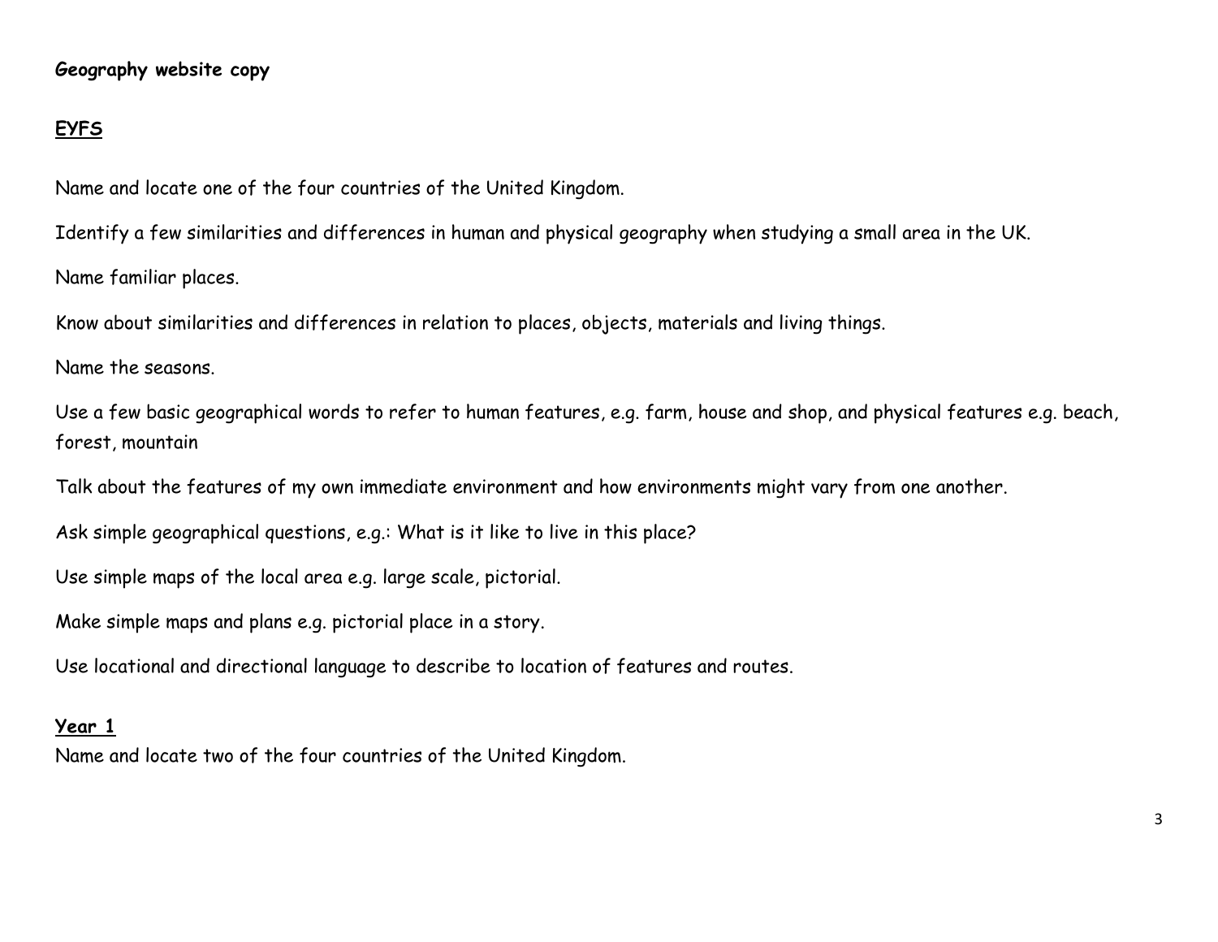**Geography website copy**

## EYFS

Name and locate one of the four countries of the United Kingdom.

Identify a few similarities and differences in human and physical geography when studying a small area in the UK.

Name familiar places.

Know about similarities and differences in relation to places, objects, materials and living things.

Name the seasons.

Use a few basic geographical words to refer to human features, e.g. farm, house and shop, and physical features e.g. beach, forest, mountain

Talk about the features of my own immediate environment and how environments might vary from one another.

Ask simple geographical questions, e.g.: What is it like to live in this place?

Use simple maps of the local area e.g. large scale, pictorial.

Make simple maps and plans e.g. pictorial place in a story.

Use locational and directional language to describe to location of features and routes.

## Year 1

Name and locate two of the four countries of the United Kingdom.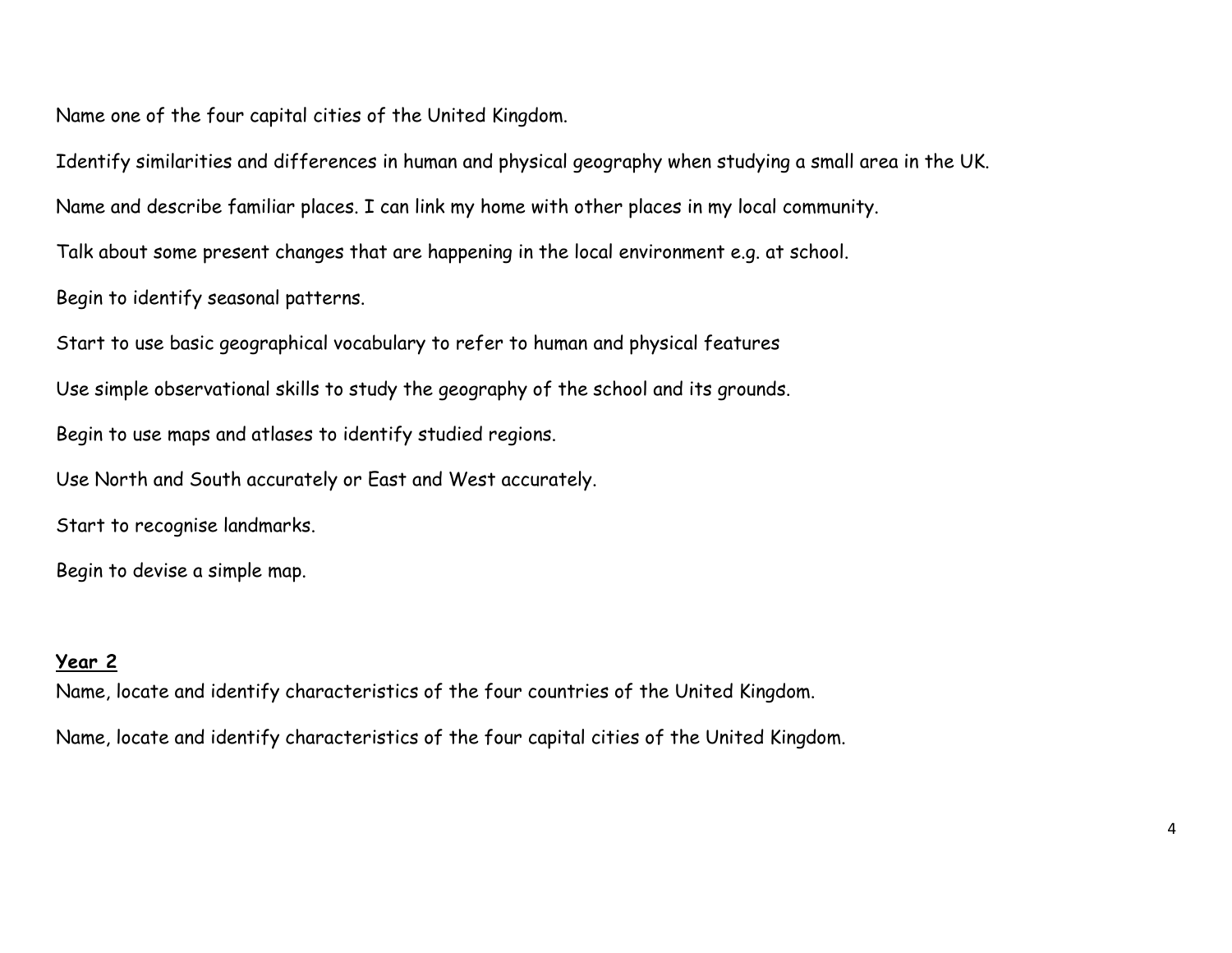Name one of the four capital cities of the United Kingdom.

Identify similarities and differences in human and physical geography when studying a small area in the UK.

Name and describe familiar places. I can link my home with other places in my local community.

Talk about some present changes that are happening in the local environment e.g. at school.

Begin to identify seasonal patterns.

Start to use basic geographical vocabulary to refer to human and physical features

Use simple observational skills to study the geography of the school and its grounds.

Begin to use maps and atlases to identify studied regions.

Use North and South accurately or East and West accurately.

Start to recognise landmarks.

Begin to devise a simple map.

**Year 2**

Name, locate and identify characteristics of the four countries of the United Kingdom.

Name, locate and identify characteristics of the four capital cities of the United Kingdom.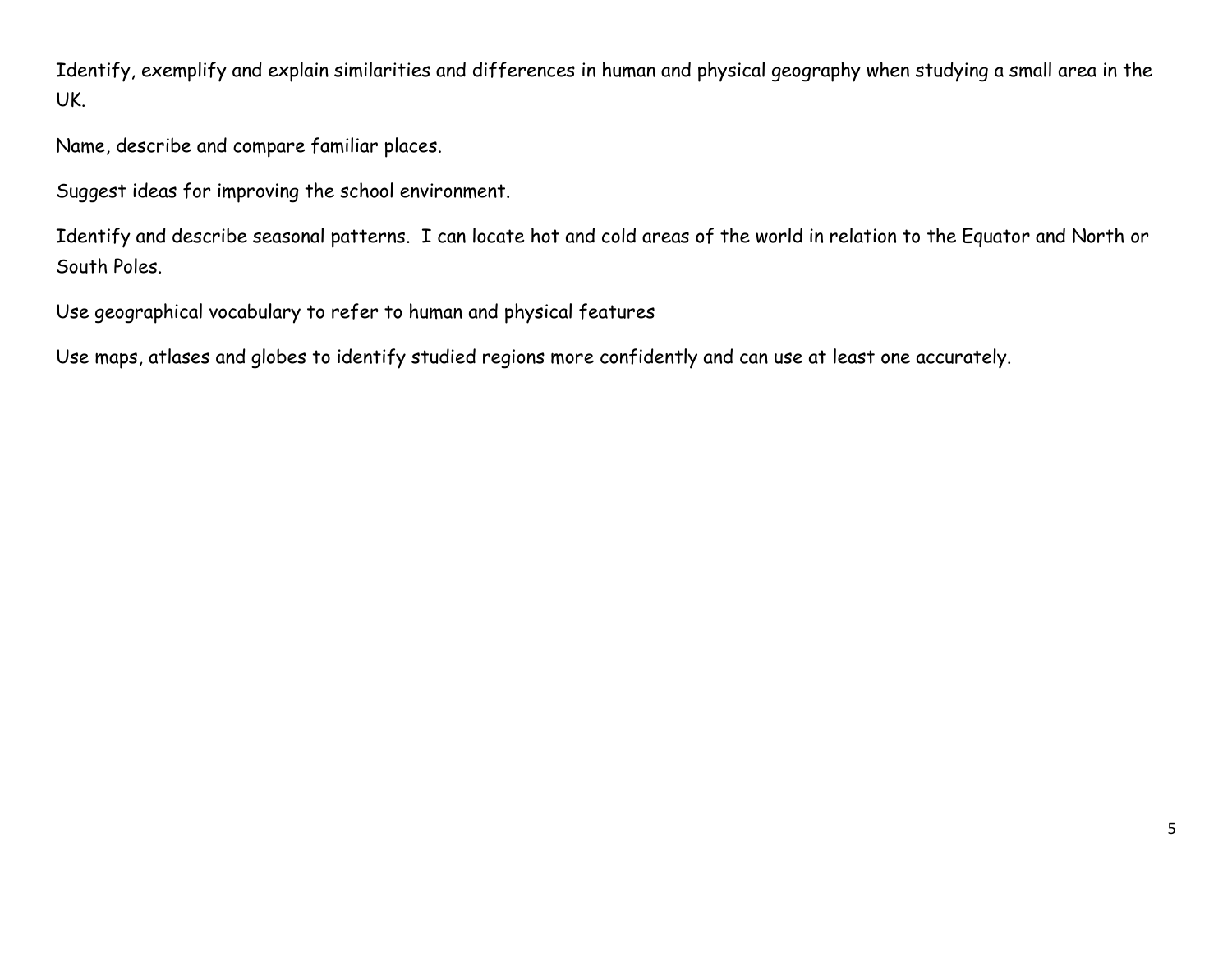Identify, exemplify and explain similarities and differences in human and physical geography when studying a small area in the UK.

Name, describe and compare familiar places.

Suggest ideas for improving the school environment.

Identify and describe seasonal patterns. I can locate hot and cold areas of the world in relation to the Equator and North or South Poles.

Use geographical vocabulary to refer to human and physical features

Use maps, atlases and globes to identify studied regions more confidently and can use at least one accurately.